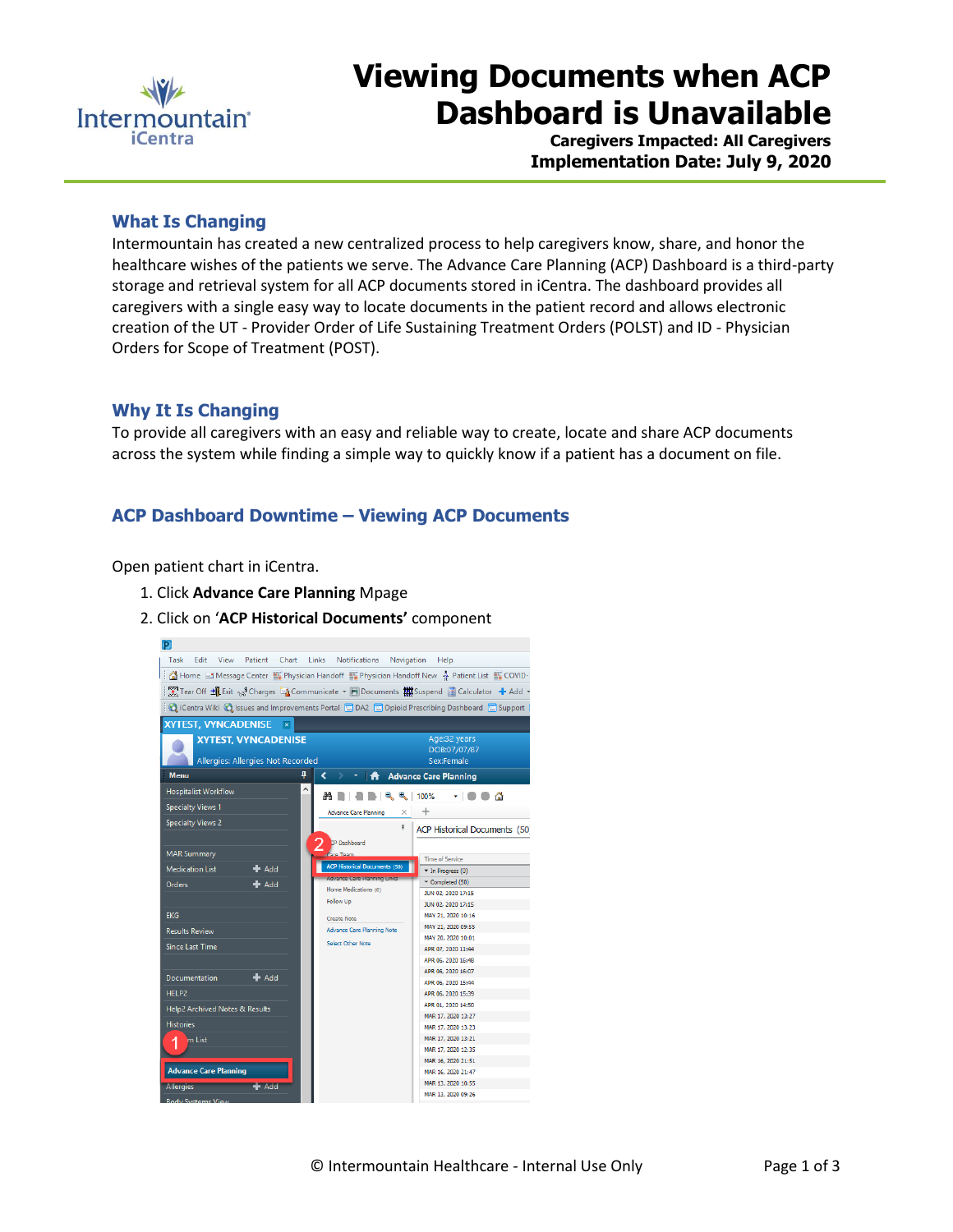# Viewing Documents when ACP Dashboard is Unavailable

**Caregivers Impacted: All Caregivers**
**Implementation Date: July 9, 2020**

## What Is Changing

Intermountain has created a new centralized process to help caregivers know, share, and honor the healthcare wishes of the patients we serve. The Advance Care Planning (ACP) Dashboard is a third-party storage and retrieval system for all ACP documents stored in iCentra. The dashboard provides all caregivers with a single easy way to locate documents in the patient record and allows electronic creation of the UT - Provider Order of Life Sustaining Treatment Orders (POLST) and ID - Physician Orders for Scope of Treatment (POST).

## Why It Is Changing

To provide all caregivers with an easy and reliable way to create, locate and share ACP documents across the system while finding a simple way to quickly know if a patient has a document on file.

## ACP Dashboard Downtime – Viewing ACP Documents

Open patient chart in iCentra.

1. Click **Advance Care Planning** Mpage
2. Click on '**ACP Historical Documents'** component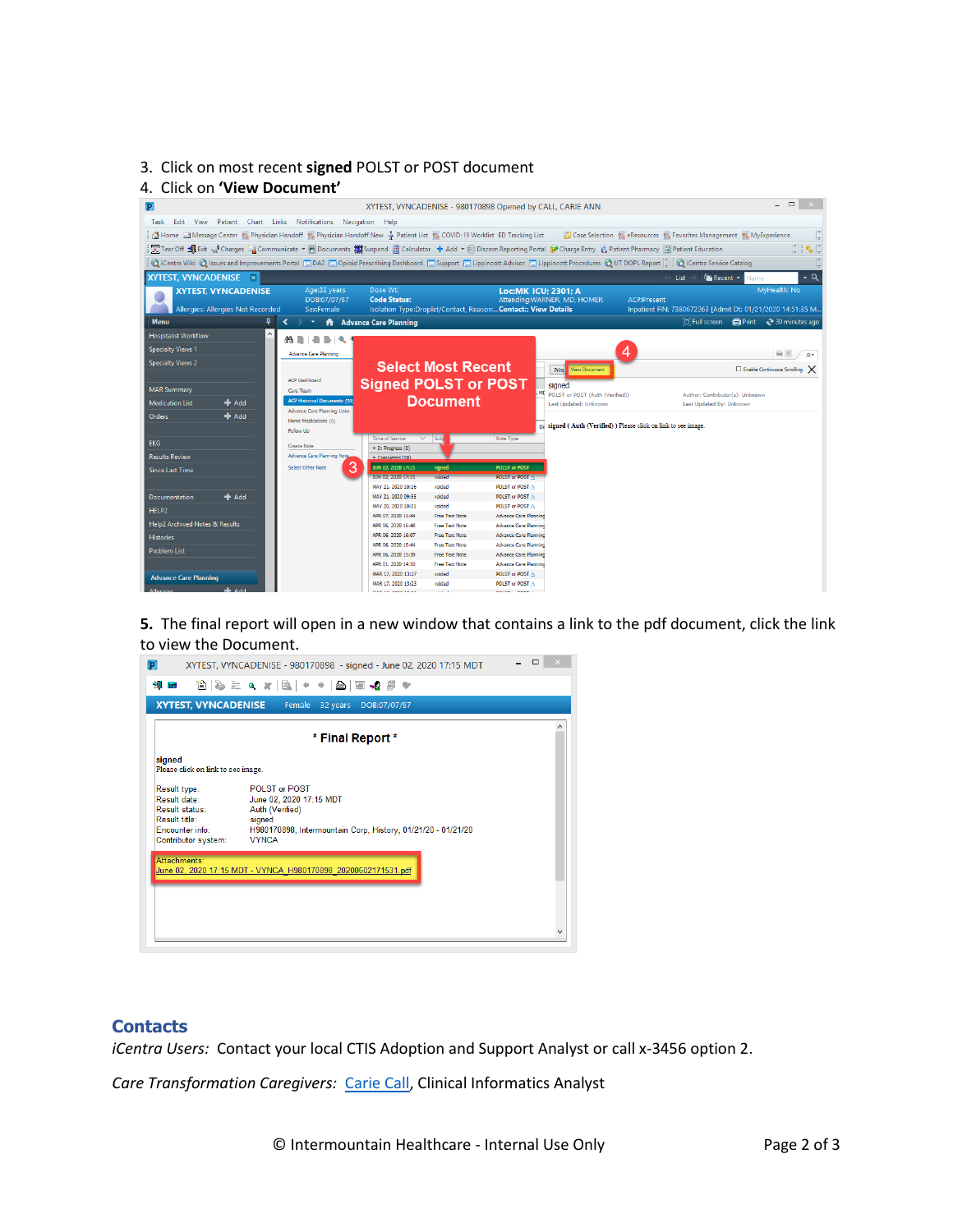3. Click on most recent **signed** POLST or POST document
4. Click on **'View Document'**

**5.** The final report will open in a new window that contains a link to the pdf document, click the link to view the Document.

## Contacts

*iCentra Users:* Contact your local CTIS Adoption and Support Analyst or call x-3456 option 2.

*Care Transformation Caregivers:* Carie Call, Clinical Informatics Analyst

© Intermountain Healthcare - Internal Use Only